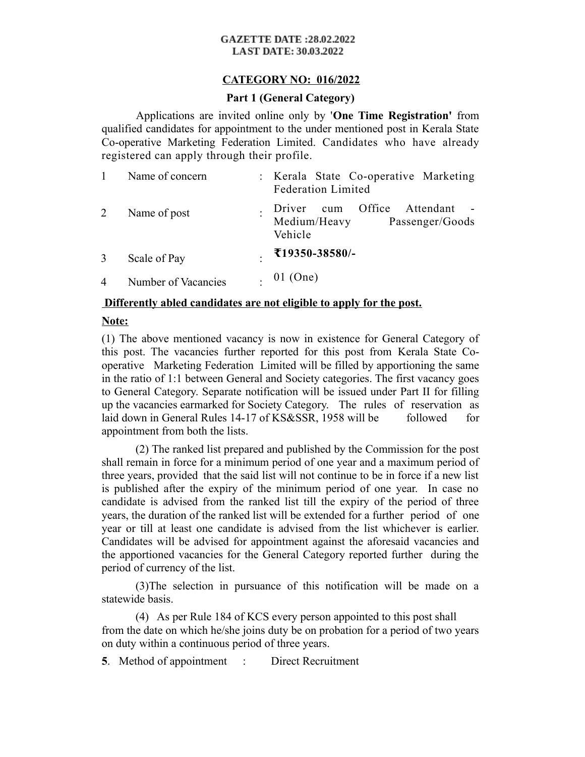**GAZETTE DATE :28.02.2022**
**LAST DATE: 30.03.2022**

## CATEGORY NO: 016/2022

### Part 1 (General Category)

Applications are invited online only by '**One Time Registration'** from qualified candidates for appointment to the under mentioned post in Kerala State Co-operative Marketing Federation Limited. Candidates who have already registered can apply through their profile.

| | | | |
|---|---|---|---|
| 1 | Name of concern | : | Kerala State Co-operative Marketing Federation Limited |
| 2 | Name of post | : | Driver cum Office Attendant - Medium/Heavy Passenger/Goods Vehicle |
| 3 | Scale of Pay | : | **₹19350-38580/-** |
| 4 | Number of Vacancies | : | 01 (One) |

**Differently abled candidates are not eligible to apply for the post.**

**Note:**

(1) The above mentioned vacancy is now in existence for General Category of this post. The vacancies further reported for this post from Kerala State Co-operative Marketing Federation Limited will be filled by apportioning the same in the ratio of 1:1 between General and Society categories. The first vacancy goes to General Category. Separate notification will be issued under Part II for filling up the vacancies earmarked for Society Category. The rules of reservation as laid down in General Rules 14-17 of KS&SSR, 1958 will be followed for appointment from both the lists.

(2) The ranked list prepared and published by the Commission for the post shall remain in force for a minimum period of one year and a maximum period of three years, provided that the said list will not continue to be in force if a new list is published after the expiry of the minimum period of one year. In case no candidate is advised from the ranked list till the expiry of the period of three years, the duration of the ranked list will be extended for a further period of one year or till at least one candidate is advised from the list whichever is earlier. Candidates will be advised for appointment against the aforesaid vacancies and the apportioned vacancies for the General Category reported further during the period of currency of the list.

(3)The selection in pursuance of this notification will be made on a statewide basis.

(4) As per Rule 184 of KCS every person appointed to this post shall from the date on which he/she joins duty be on probation for a period of two years on duty within a continuous period of three years.

**5**. Method of appointment : Direct Recruitment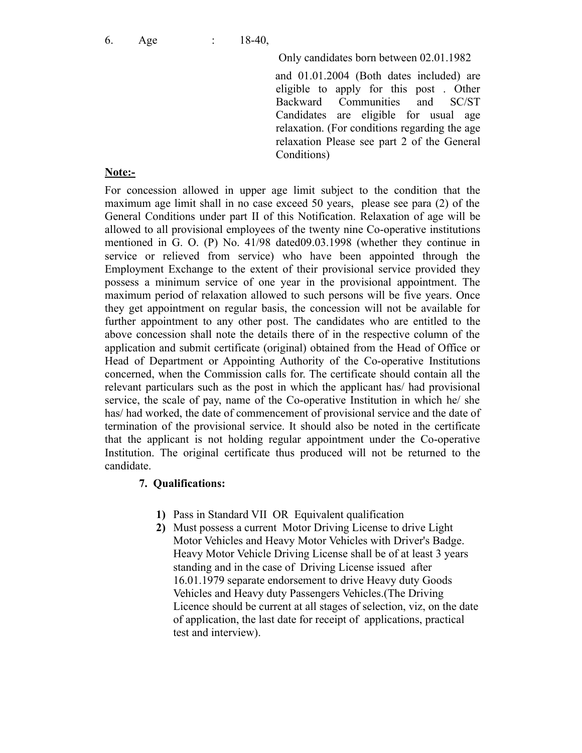6. Age : 18-40,

Only candidates born between 02.01.1982 and 01.01.2004 (Both dates included) are eligible to apply for this post . Other Backward Communities and SC/ST Candidates are eligible for usual age relaxation. (For conditions regarding the age relaxation Please see part 2 of the General Conditions)

**Note:-**

For concession allowed in upper age limit subject to the condition that the maximum age limit shall in no case exceed 50 years, please see para (2) of the General Conditions under part II of this Notification. Relaxation of age will be allowed to all provisional employees of the twenty nine Co-operative institutions mentioned in G. O. (P) No. 41/98 dated09.03.1998 (whether they continue in service or relieved from service) who have been appointed through the Employment Exchange to the extent of their provisional service provided they possess a minimum service of one year in the provisional appointment. The maximum period of relaxation allowed to such persons will be five years. Once they get appointment on regular basis, the concession will not be available for further appointment to any other post. The candidates who are entitled to the above concession shall note the details there of in the respective column of the application and submit certificate (original) obtained from the Head of Office or Head of Department or Appointing Authority of the Co-operative Institutions concerned, when the Commission calls for. The certificate should contain all the relevant particulars such as the post in which the applicant has/ had provisional service, the scale of pay, name of the Co-operative Institution in which he/ she has/ had worked, the date of commencement of provisional service and the date of termination of the provisional service. It should also be noted in the certificate that the applicant is not holding regular appointment under the Co-operative Institution. The original certificate thus produced will not be returned to the candidate.

**7. Qualifications:**

1) Pass in Standard VII OR Equivalent qualification
2) Must possess a current Motor Driving License to drive Light Motor Vehicles and Heavy Motor Vehicles with Driver's Badge. Heavy Motor Vehicle Driving License shall be of at least 3 years standing and in the case of Driving License issued after 16.01.1979 separate endorsement to drive Heavy duty Goods Vehicles and Heavy duty Passengers Vehicles.(The Driving Licence should be current at all stages of selection, viz, on the date of application, the last date for receipt of applications, practical test and interview).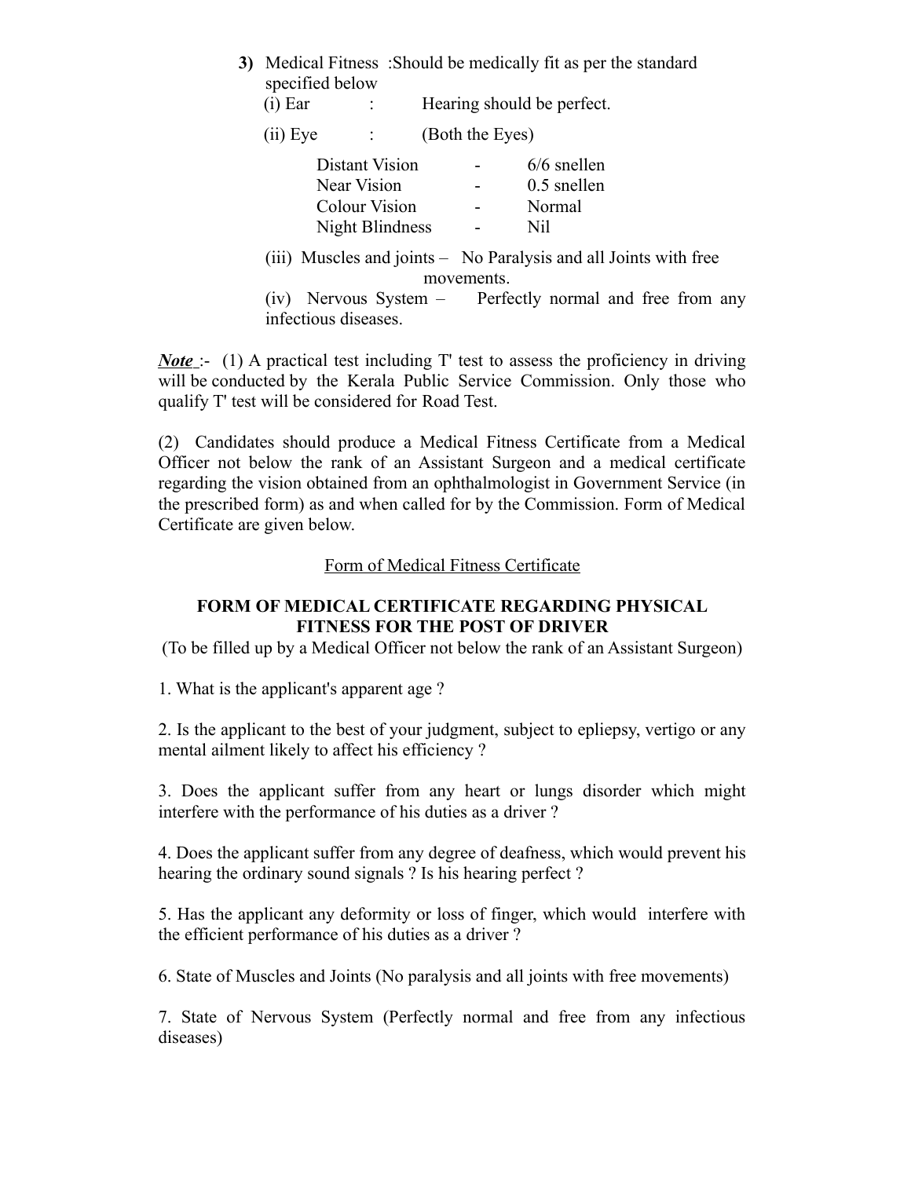3) Medical Fitness :Should be medically fit as per the standard specified below

(i) Ear : Hearing should be perfect.

(ii) Eye : (Both the Eyes)

| | | |
|---|---|---|
| Distant Vision | - | 6/6 snellen |
| Near Vision | - | 0.5 snellen |
| Colour Vision | - | Normal |
| Night Blindness | - | Nil |

(iii) Muscles and joints – No Paralysis and all Joints with free movements.

(iv) Nervous System – Perfectly normal and free from any infectious diseases.

***Note*** :- (1) A practical test including T' test to assess the proficiency in driving will be conducted by the Kerala Public Service Commission. Only those who qualify T' test will be considered for Road Test.

(2) Candidates should produce a Medical Fitness Certificate from a Medical Officer not below the rank of an Assistant Surgeon and a medical certificate regarding the vision obtained from an ophthalmologist in Government Service (in the prescribed form) as and when called for by the Commission. Form of Medical Certificate are given below.

<u>Form of Medical Fitness Certificate</u>

**FORM OF MEDICAL CERTIFICATE REGARDING PHYSICAL FITNESS FOR THE POST OF DRIVER**

(To be filled up by a Medical Officer not below the rank of an Assistant Surgeon)

1. What is the applicant's apparent age ?

2. Is the applicant to the best of your judgment, subject to epliepsy, vertigo or any mental ailment likely to affect his efficiency ?

3. Does the applicant suffer from any heart or lungs disorder which might interfere with the performance of his duties as a driver ?

4. Does the applicant suffer from any degree of deafness, which would prevent his hearing the ordinary sound signals ? Is his hearing perfect ?

5. Has the applicant any deformity or loss of finger, which would interfere with the efficient performance of his duties as a driver ?

6. State of Muscles and Joints (No paralysis and all joints with free movements)

7. State of Nervous System (Perfectly normal and free from any infectious diseases)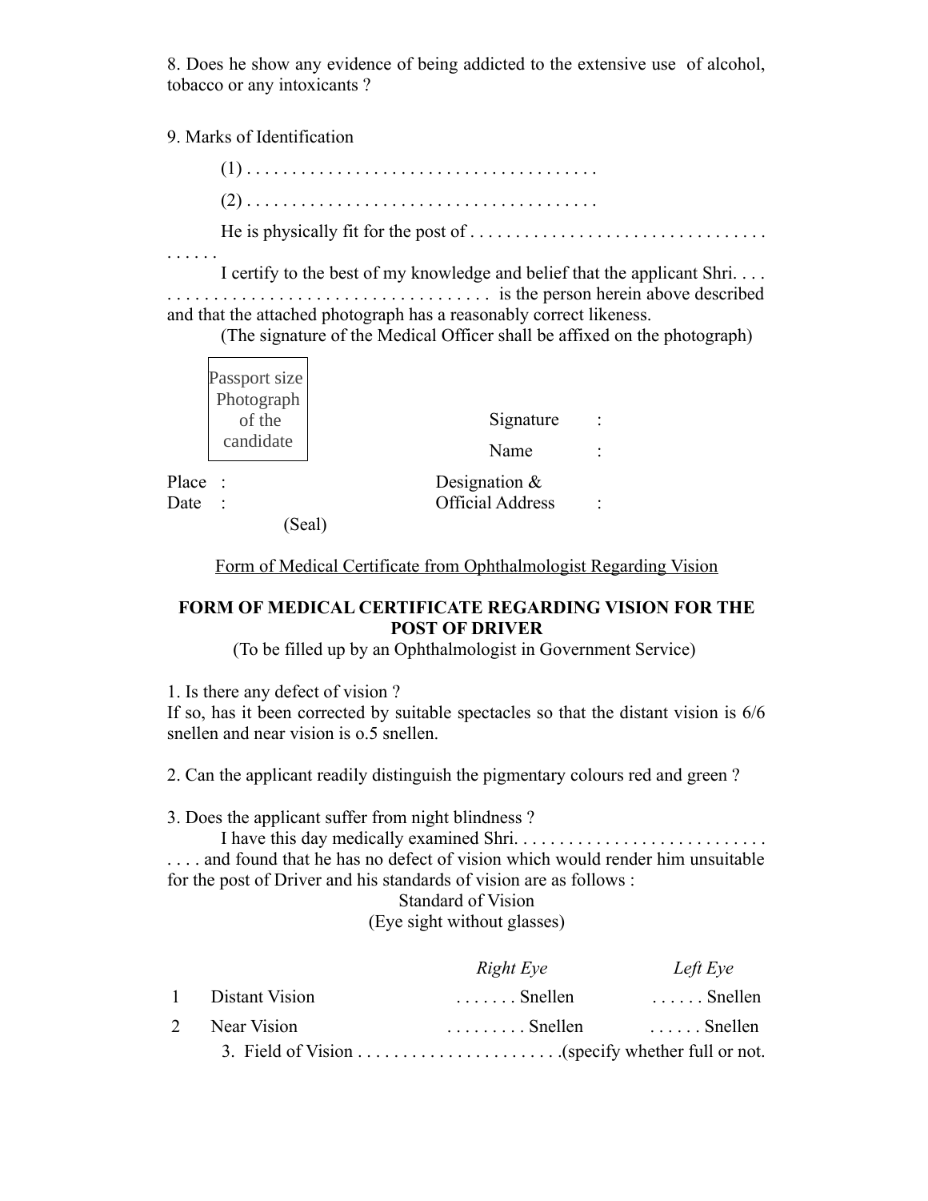8. Does he show any evidence of being addicted to the extensive use of alcohol, tobacco or any intoxicants ?

9. Marks of Identification

(1) . . . . . . . . . . . . . . . . . . . . . . . . . . . . . . . . . . . . . .

(2) . . . . . . . . . . . . . . . . . . . . . . . . . . . . . . . . . . . . . .

He is physically fit for the post of . . . . . . . . . . . . . . . . . . . . . . . . . . . . . . . . . . . . . . .

I certify to the best of my knowledge and belief that the applicant Shri. . . . . . . . . . . . . . . . . . . . . . . . . . . . . . . . . . . . . . . is the person herein above described and that the attached photograph has a reasonably correct likeness.

(The signature of the Medical Officer shall be affixed on the photograph)

Passport size Photograph of the candidate

Signature :

Name :

Place :

Date :

(Seal)

Designation & Official Address :

Form of Medical Certificate from Ophthalmologist Regarding Vision

**FORM OF MEDICAL CERTIFICATE REGARDING VISION FOR THE POST OF DRIVER**

(To be filled up by an Ophthalmologist in Government Service)

1. Is there any defect of vision ?
If so, has it been corrected by suitable spectacles so that the distant vision is 6/6 snellen and near vision is o.5 snellen.

2. Can the applicant readily distinguish the pigmentary colours red and green ?

3. Does the applicant suffer from night blindness ?

I have this day medically examined Shri. . . . . . . . . . . . . . . . . . . . . . . . . . . . . . . . and found that he has no defect of vision which would render him unsuitable for the post of Driver and his standards of vision are as follows :

Standard of Vision
(Eye sight without glasses)

| | | *Right Eye* | *Left Eye* |
|---|---|---|---|
| 1 | Distant Vision | . . . . . . . Snellen | . . . . . . Snellen |
| 2 | Near Vision | . . . . . . . . . Snellen | . . . . . . Snellen |

3. Field of Vision . . . . . . . . . . . . . . . . . . . . . . .(specify whether full or not.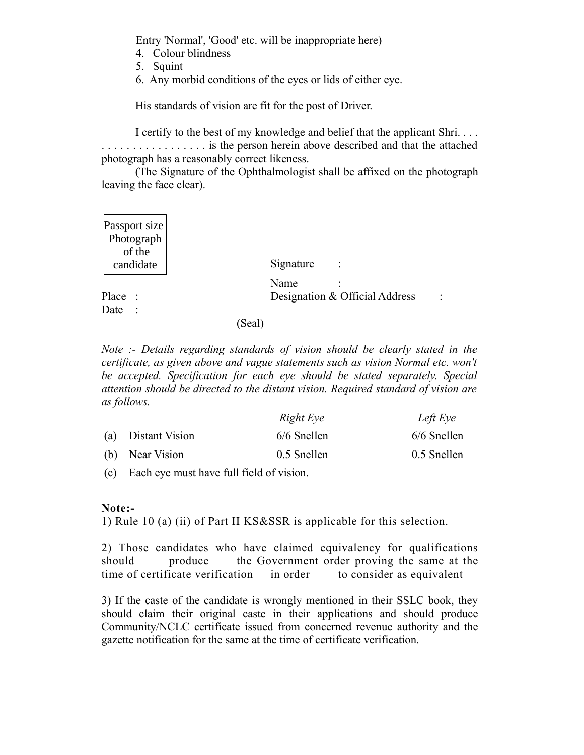Entry 'Normal', 'Good' etc. will be inappropriate here)

4. Colour blindness
5. Squint
6. Any morbid conditions of the eyes or lids of either eye.

His standards of vision are fit for the post of Driver.

I certify to the best of my knowledge and belief that the applicant Shri. . . . . . . . . . . . . . . . . . . . . is the person herein above described and that the attached photograph has a reasonably correct likeness.

(The Signature of the Ophthalmologist shall be affixed on the photograph leaving the face clear).

| Passport size Photograph of the candidate |
|---|

Signature :

Name :

Place :

Designation & Official Address :

Date :

(Seal)

*Note :- Details regarding standards of vision should be clearly stated in the certificate, as given above and vague statements such as vision Normal etc. won't be accepted. Specification for each eye should be stated separately. Special attention should be directed to the distant vision. Required standard of vision are as follows.*

| | | *Right Eye* | *Left Eye* |
|---|---|---|---|
| (a) | Distant Vision | 6/6 Snellen | 6/6 Snellen |
| (b) | Near Vision | 0.5 Snellen | 0.5 Snellen |

(c) Each eye must have full field of vision.

**Note:-**

1) Rule 10 (a) (ii) of Part II KS&SSR is applicable for this selection.

2) Those candidates who have claimed equivalency for qualifications should produce the Government order proving the same at the time of certificate verification in order to consider as equivalent

3) If the caste of the candidate is wrongly mentioned in their SSLC book, they should claim their original caste in their applications and should produce Community/NCLC certificate issued from concerned revenue authority and the gazette notification for the same at the time of certificate verification.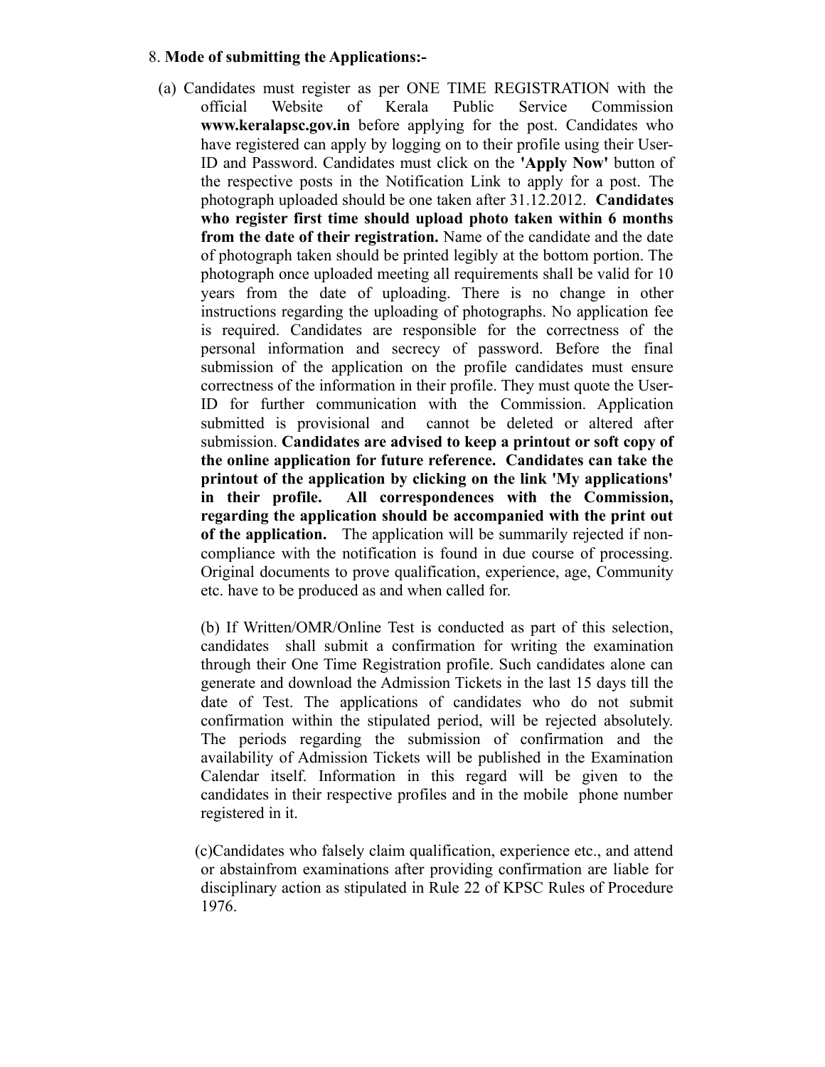8. **Mode of submitting the Applications:-**

(a) Candidates must register as per ONE TIME REGISTRATION with the official Website of Kerala Public Service Commission **www.keralapsc.gov.in** before applying for the post. Candidates who have registered can apply by logging on to their profile using their User-ID and Password. Candidates must click on the **'Apply Now'** button of the respective posts in the Notification Link to apply for a post. The photograph uploaded should be one taken after 31.12.2012. **Candidates who register first time should upload photo taken within 6 months from the date of their registration.** Name of the candidate and the date of photograph taken should be printed legibly at the bottom portion. The photograph once uploaded meeting all requirements shall be valid for 10 years from the date of uploading. There is no change in other instructions regarding the uploading of photographs. No application fee is required. Candidates are responsible for the correctness of the personal information and secrecy of password. Before the final submission of the application on the profile candidates must ensure correctness of the information in their profile. They must quote the User-ID for further communication with the Commission. Application submitted is provisional and cannot be deleted or altered after submission. **Candidates are advised to keep a printout or soft copy of the online application for future reference. Candidates can take the printout of the application by clicking on the link 'My applications' in their profile. All correspondences with the Commission, regarding the application should be accompanied with the print out of the application.** The application will be summarily rejected if non-compliance with the notification is found in due course of processing. Original documents to prove qualification, experience, age, Community etc. have to be produced as and when called for.

(b) If Written/OMR/Online Test is conducted as part of this selection, candidates shall submit a confirmation for writing the examination through their One Time Registration profile. Such candidates alone can generate and download the Admission Tickets in the last 15 days till the date of Test. The applications of candidates who do not submit confirmation within the stipulated period, will be rejected absolutely. The periods regarding the submission of confirmation and the availability of Admission Tickets will be published in the Examination Calendar itself. Information in this regard will be given to the candidates in their respective profiles and in the mobile phone number registered in it.

(c)Candidates who falsely claim qualification, experience etc., and attend or abstainfrom examinations after providing confirmation are liable for disciplinary action as stipulated in Rule 22 of KPSC Rules of Procedure 1976.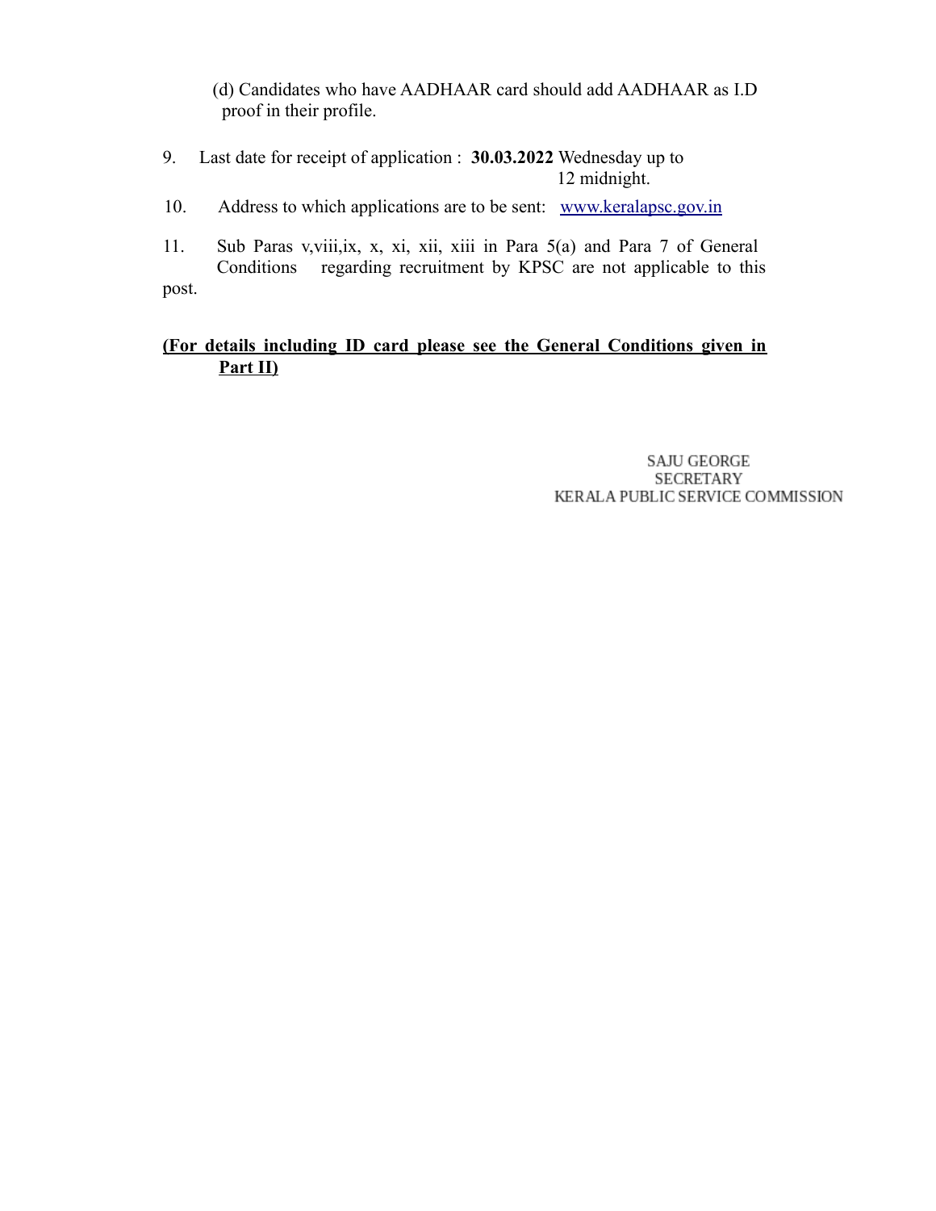(d) Candidates who have AADHAAR card should add AADHAAR as I.D proof in their profile.

9. Last date for receipt of application : **30.03.2022** Wednesday up to 12 midnight.

10. Address to which applications are to be sent: [www.keralapsc.gov.in](http://www.keralapsc.gov.in)

11. Sub Paras v,viii,ix, x, xi, xii, xiii in Para 5(a) and Para 7 of General Conditions regarding recruitment by KPSC are not applicable to this post.

**(For details including ID card please see the General Conditions given in Part II)**

SAJU GEORGE
SECRETARY
KERALA PUBLIC SERVICE COMMISSION